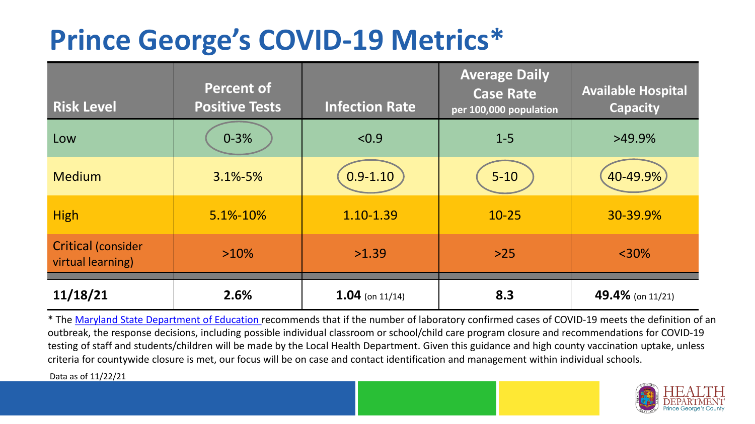# Prince George's COVID-19 Metrics*

| Risk Level | Percent of Positive Tests | Infection Rate | Average Daily Case Rate per 100,000 population | Available Hospital Capacity |
|---|---|---|---|---|
| Low | 0-3% | <0.9 | 1-5 | >49.9% |
| Medium | 3.1%-5% | 0.9-1.10 | 5-10 | 40-49.9% |
| High | 5.1%-10% | 1.10-1.39 | 10-25 | 30-39.9% |
| Critical (consider virtual learning) | >10% | >1.39 | >25 | <30% |
| **11/18/21** | **2.6%** | **1.04** (on 11/14) | **8.3** | **49.4%** (on 11/21) |

* The Maryland State Department of Education recommends that if the number of laboratory confirmed cases of COVID-19 meets the definition of an outbreak, the response decisions, including possible individual classroom or school/child care program closure and recommendations for COVID-19 testing of staff and students/children will be made by the Local Health Department. Given this guidance and high county vaccination uptake, unless criteria for countywide closure is met, our focus will be on case and contact identification and management within individual schools.

Data as of 11/22/21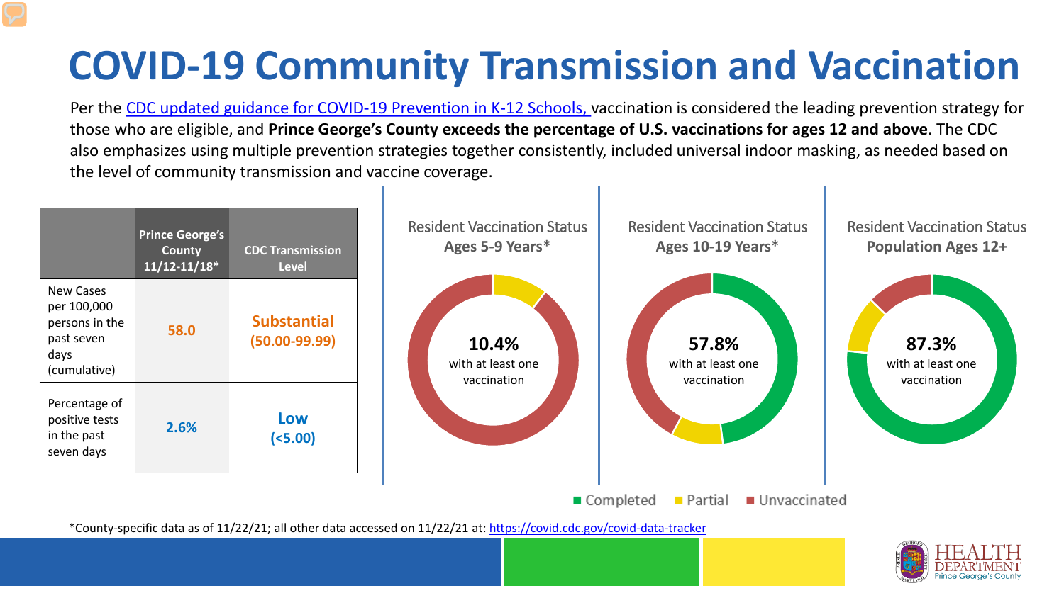# COVID-19 Community Transmission and Vaccination

Per the CDC updated guidance for COVID-19 Prevention in K-12 Schools, vaccination is considered the leading prevention strategy for those who are eligible, and **Prince George's County exceeds the percentage of U.S. vaccinations for ages 12 and above**. The CDC also emphasizes using multiple prevention strategies together consistently, included universal indoor masking, as needed based on the level of community transmission and vaccine coverage.

| | Prince George's County 11/12-11/18* | CDC Transmission Level |
|---|---|---|
| New Cases per 100,000 persons in the past seven days (cumulative) | 58.0 | Substantial (50.00-99.99) |
| Percentage of positive tests in the past seven days | 2.6% | Low (<5.00) |

Resident Vaccination Status
**Ages 5-9 Years***

**10.4%** with at least one vaccination

Resident Vaccination Status
**Ages 10-19 Years***

**57.8%** with at least one vaccination

Resident Vaccination Status
**Population Ages 12+**

**87.3%** with at least one vaccination

Completed | Partial | Unvaccinated

*County-specific data as of 11/22/21; all other data accessed on 11/22/21 at: https://covid.cdc.gov/covid-data-tracker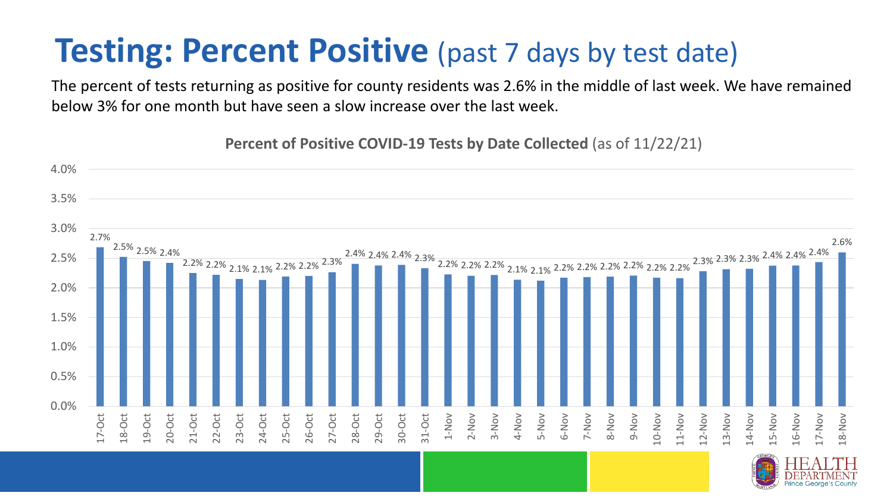# Testing: Percent Positive (past 7 days by test date)

The percent of tests returning as positive for county residents was 2.6% in the middle of last week. We have remained below 3% for one month but have seen a slow increase over the last week.

**Percent of Positive COVID-19 Tests by Date Collected** (as of 11/22/21)

| Date | Percent Positive |
|---|---|
| 17-Oct | 2.7% |
| 18-Oct | 2.5% |
| 19-Oct | 2.5% |
| 20-Oct | 2.4% |
| 21-Oct | 2.2% |
| 22-Oct | 2.2% |
| 23-Oct | 2.1% |
| 24-Oct | 2.1% |
| 25-Oct | 2.2% |
| 26-Oct | 2.2% |
| 27-Oct | 2.3% |
| 28-Oct | 2.4% |
| 29-Oct | 2.4% |
| 30-Oct | 2.4% |
| 31-Oct | 2.3% |
| 1-Nov | 2.2% |
| 2-Nov | 2.2% |
| 3-Nov | 2.2% |
| 4-Nov | 2.1% |
| 5-Nov | 2.1% |
| 6-Nov | 2.2% |
| 7-Nov | 2.2% |
| 8-Nov | 2.2% |
| 9-Nov | 2.2% |
| 10-Nov | 2.2% |
| 11-Nov | 2.2% |
| 12-Nov | 2.3% |
| 13-Nov | 2.3% |
| 14-Nov | 2.3% |
| 15-Nov | 2.4% |
| 16-Nov | 2.4% |
| 17-Nov | 2.4% |
| 18-Nov | 2.6% |

HEALTH DEPARTMENT Prince George's County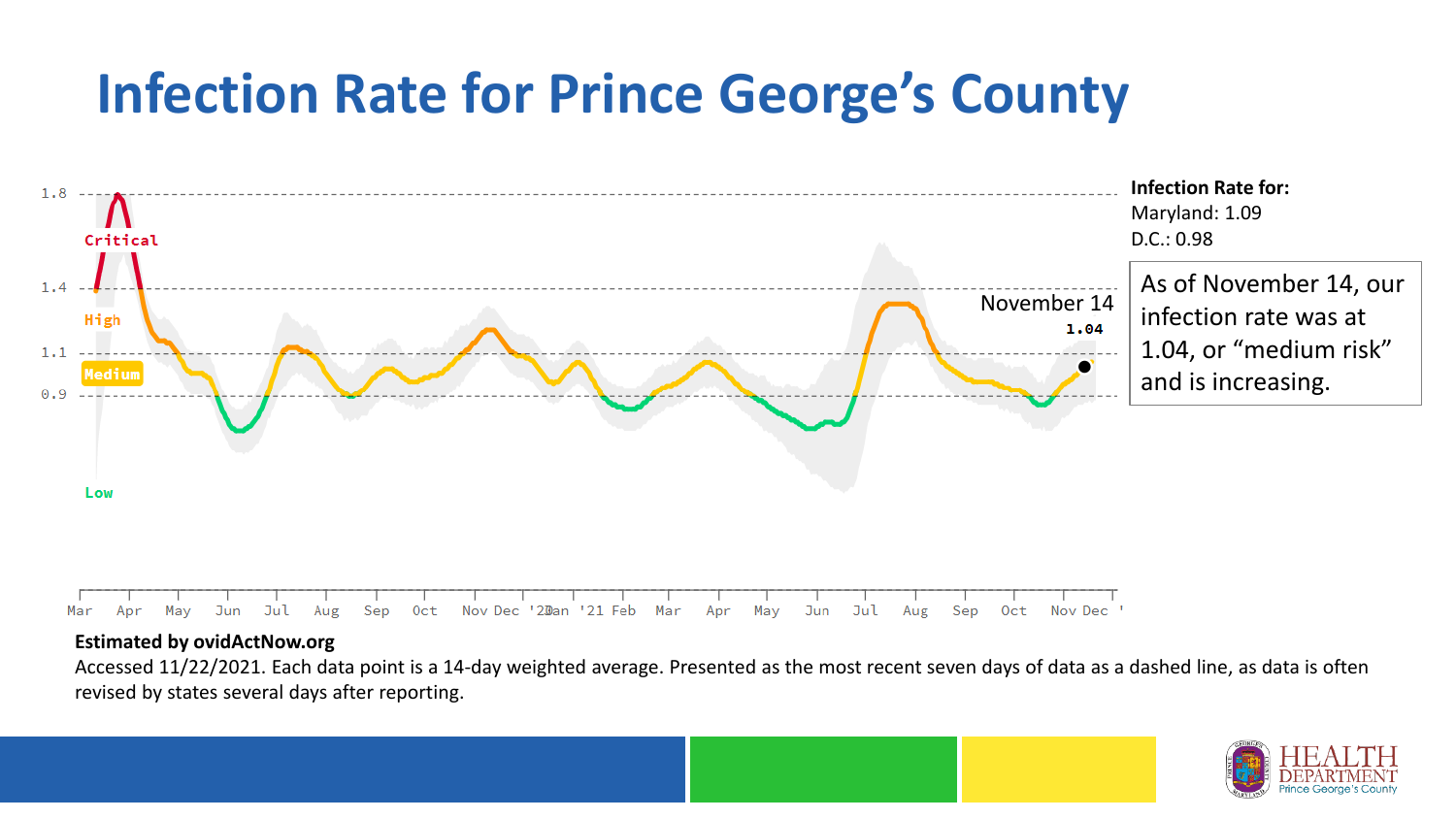# Infection Rate for Prince George's County

**Infection Rate for:**
Maryland: 1.09
D.C.: 0.98

As of November 14, our infection rate was at 1.04, or "medium risk" and is increasing.

**Estimated by ovidActNow.org**

Accessed 11/22/2021. Each data point is a 14-day weighted average. Presented as the most recent seven days of data as a dashed line, as data is often revised by states several days after reporting.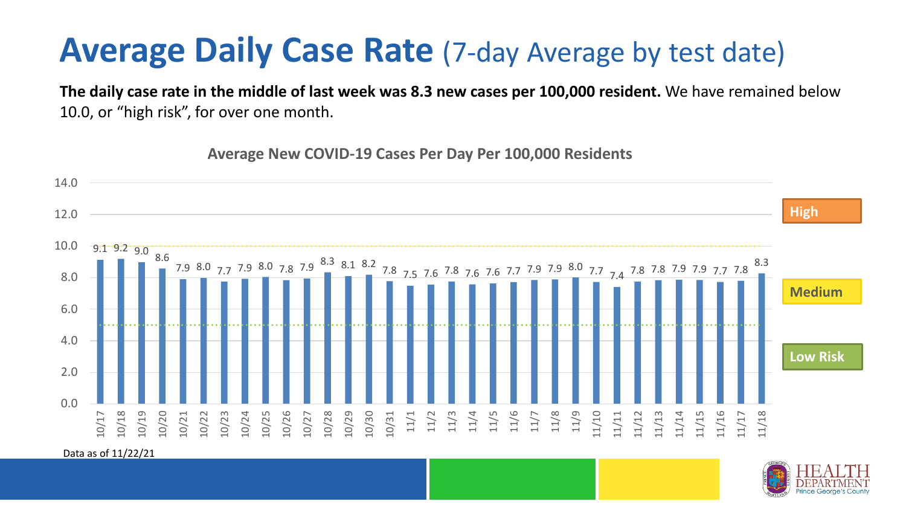# Average Daily Case Rate (7-day Average by test date)

**The daily case rate in the middle of last week was 8.3 new cases per 100,000 resident.** We have remained below 10.0, or "high risk", for over one month.

**Average New COVID-19 Cases Per Day Per 100,000 Residents**

| Date | Cases per 100,000 |
|---|---|
| 10/17 | 9.1 |
| 10/18 | 9.2 |
| 10/19 | 9.0 |
| 10/20 | 8.6 |
| 10/21 | 7.9 |
| 10/22 | 8.0 |
| 10/23 | 7.7 |
| 10/24 | 7.9 |
| 10/25 | 8.0 |
| 10/26 | 7.8 |
| 10/27 | 7.9 |
| 10/28 | 8.3 |
| 10/29 | 8.1 |
| 10/30 | 8.2 |
| 10/31 | 7.8 |
| 11/1 | 7.5 |
| 11/2 | 7.6 |
| 11/3 | 7.8 |
| 11/4 | 7.6 |
| 11/5 | 7.6 |
| 11/6 | 7.7 |
| 11/7 | 7.9 |
| 11/8 | 7.9 |
| 11/9 | 8.0 |
| 11/10 | 7.7 |
| 11/11 | 7.4 |
| 11/12 | 7.8 |
| 11/13 | 7.8 |
| 11/14 | 7.9 |
| 11/15 | 7.9 |
| 11/16 | 7.7 |
| 11/17 | 7.8 |
| 11/18 | 8.3 |

High | Medium | Low Risk

Data as of 11/22/21

HEALTH DEPARTMENT Prince George's County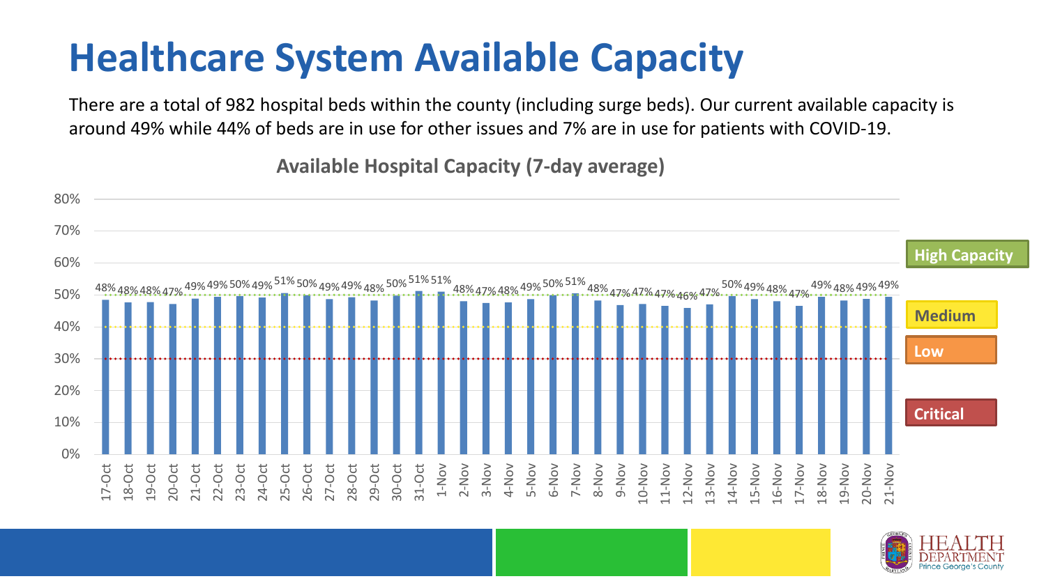# Healthcare System Available Capacity

There are a total of 982 hospital beds within the county (including surge beds). Our current available capacity is around 49% while 44% of beds are in use for other issues and 7% are in use for patients with COVID-19.

**Available Hospital Capacity (7-day average)**

80%
70%
60%
50%
40%
30%
20%
10%
0%

48% 48% 48% 47% 49% 49% 50% 49% 51% 50% 49% 49% 48% 50% 51% 51% 48% 47% 48% 49% 50% 51% 48% 47% 47% 47% 46% 47% 50% 49% 48% 47% 49% 48% 49% 49%

17-Oct 18-Oct 19-Oct 20-Oct 21-Oct 22-Oct 23-Oct 24-Oct 25-Oct 26-Oct 27-Oct 28-Oct 29-Oct 30-Oct 31-Oct 1-Nov 2-Nov 3-Nov 4-Nov 5-Nov 6-Nov 7-Nov 8-Nov 9-Nov 10-Nov 11-Nov 12-Nov 13-Nov 14-Nov 15-Nov 16-Nov 17-Nov 18-Nov 19-Nov 20-Nov 21-Nov

High Capacity
Medium
Low
Critical

HEALTH DEPARTMENT
Prince George's County